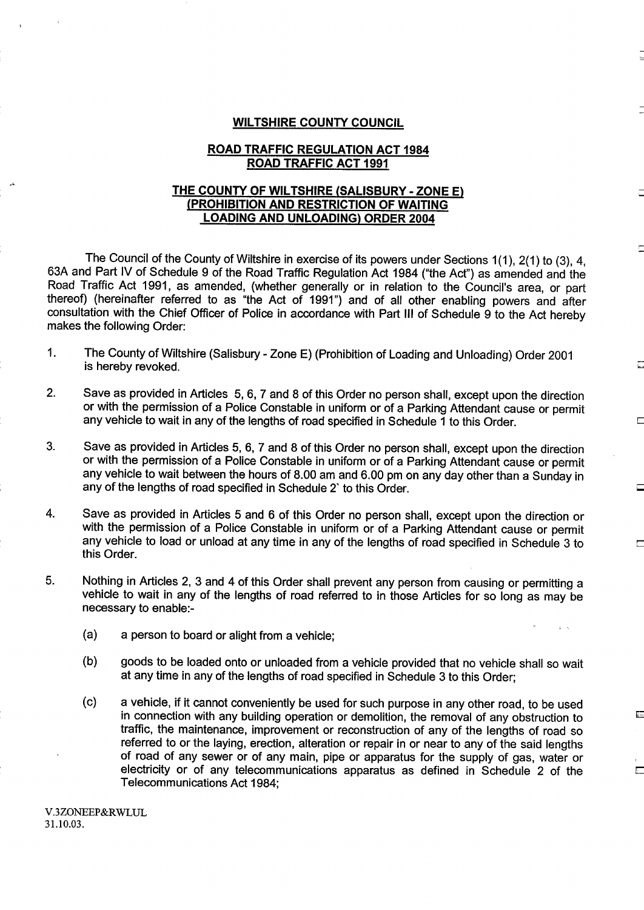**WILTSHIRE COUNTY COUNCIL**

**ROAD TRAFFIC REGULATION ACT 1984**
**ROAD TRAFFIC ACT 1991**

**THE COUNTY OF WILTSHIRE (SALISBURY - ZONE E) (PROHIBITION AND RESTRICTION OF WAITING LOADING AND UNLOADING) ORDER 2004**

The Council of the County of Wiltshire in exercise of its powers under Sections 1(1), 2(1) to (3), 4, 63A and Part IV of Schedule 9 of the Road Traffic Regulation Act 1984 ("the Act") as amended and the Road Traffic Act 1991, as amended, (whether generally or in relation to the Council's area, or part thereof) (hereinafter referred to as "the Act of 1991") and of all other enabling powers and after consultation with the Chief Officer of Police in accordance with Part III of Schedule 9 to the Act hereby makes the following Order:

1. The County of Wiltshire (Salisbury - Zone E) (Prohibition of Loading and Unloading) Order 2001 is hereby revoked.

2. Save as provided in Articles 5, 6, 7 and 8 of this Order no person shall, except upon the direction or with the permission of a Police Constable in uniform or of a Parking Attendant cause or permit any vehicle to wait in any of the lengths of road specified in Schedule 1 to this Order.

3. Save as provided in Articles 5, 6, 7 and 8 of this Order no person shall, except upon the direction or with the permission of a Police Constable in uniform or of a Parking Attendant cause or permit any vehicle to wait between the hours of 8.00 am and 6.00 pm on any day other than a Sunday in any of the lengths of road specified in Schedule 2` to this Order.

4. Save as provided in Articles 5 and 6 of this Order no person shall, except upon the direction or with the permission of a Police Constable in uniform or of a Parking Attendant cause or permit any vehicle to load or unload at any time in any of the lengths of road specified in Schedule 3 to this Order.

5. Nothing in Articles 2, 3 and 4 of this Order shall prevent any person from causing or permitting a vehicle to wait in any of the lengths of road referred to in those Articles for so long as may be necessary to enable:-

   (a) a person to board or alight from a vehicle;

   (b) goods to be loaded onto or unloaded from a vehicle provided that no vehicle shall so wait at any time in any of the lengths of road specified in Schedule 3 to this Order;

   (c) a vehicle, if it cannot conveniently be used for such purpose in any other road, to be used in connection with any building operation or demolition, the removal of any obstruction to traffic, the maintenance, improvement or reconstruction of any of the lengths of road so referred to or the laying, erection, alteration or repair in or near to any of the said lengths of road of any sewer or of any main, pipe or apparatus for the supply of gas, water or electricity or of any telecommunications apparatus as defined in Schedule 2 of the Telecommunications Act 1984;

V.3ZONEEP&RWLUL
31.10.03.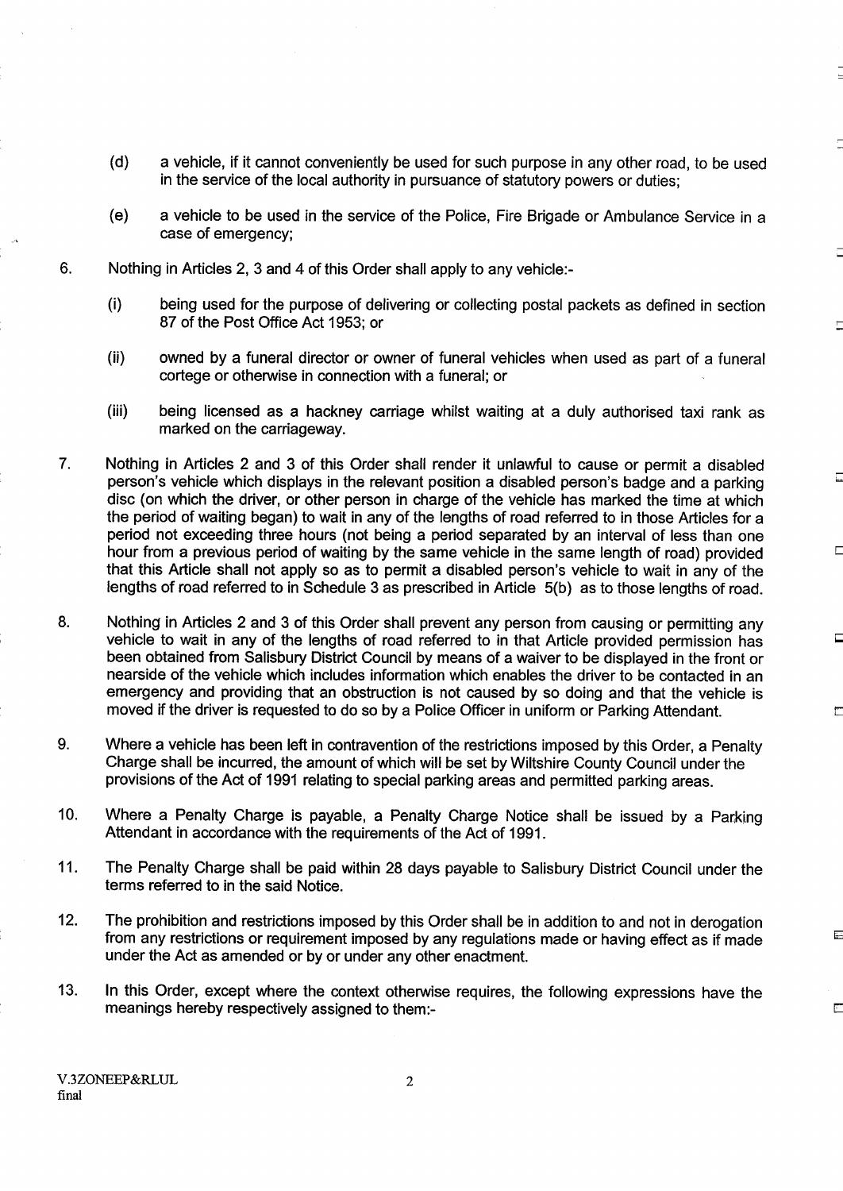(d) a vehicle, if it cannot conveniently be used for such purpose in any other road, to be used in the service of the local authority in pursuance of statutory powers or duties;

(e) a vehicle to be used in the service of the Police, Fire Brigade or Ambulance Service in a case of emergency;

6. Nothing in Articles 2, 3 and 4 of this Order shall apply to any vehicle:-

   (i) being used for the purpose of delivering or collecting postal packets as defined in section 87 of the Post Office Act 1953; or

   (ii) owned by a funeral director or owner of funeral vehicles when used as part of a funeral cortege or otherwise in connection with a funeral; or

   (iii) being licensed as a hackney carriage whilst waiting at a duly authorised taxi rank as marked on the carriageway.

7. Nothing in Articles 2 and 3 of this Order shall render it unlawful to cause or permit a disabled person's vehicle which displays in the relevant position a disabled person's badge and a parking disc (on which the driver, or other person in charge of the vehicle has marked the time at which the period of waiting began) to wait in any of the lengths of road referred to in those Articles for a period not exceeding three hours (not being a period separated by an interval of less than one hour from a previous period of waiting by the same vehicle in the same length of road) provided that this Article shall not apply so as to permit a disabled person's vehicle to wait in any of the lengths of road referred to in Schedule 3 as prescribed in Article 5(b) as to those lengths of road.

8. Nothing in Articles 2 and 3 of this Order shall prevent any person from causing or permitting any vehicle to wait in any of the lengths of road referred to in that Article provided permission has been obtained from Salisbury District Council by means of a waiver to be displayed in the front or nearside of the vehicle which includes information which enables the driver to be contacted in an emergency and providing that an obstruction is not caused by so doing and that the vehicle is moved if the driver is requested to do so by a Police Officer in uniform or Parking Attendant.

9. Where a vehicle has been left in contravention of the restrictions imposed by this Order, a Penalty Charge shall be incurred, the amount of which will be set by Wiltshire County Council under the provisions of the Act of 1991 relating to special parking areas and permitted parking areas.

10. Where a Penalty Charge is payable, a Penalty Charge Notice shall be issued by a Parking Attendant in accordance with the requirements of the Act of 1991.

11. The Penalty Charge shall be paid within 28 days payable to Salisbury District Council under the terms referred to in the said Notice.

12. The prohibition and restrictions imposed by this Order shall be in addition to and not in derogation from any restrictions or requirement imposed by any regulations made or having effect as if made under the Act as amended or by or under any other enactment.

13. In this Order, except where the context otherwise requires, the following expressions have the meanings hereby respectively assigned to them:-

V.3ZONEEP&RLUL
final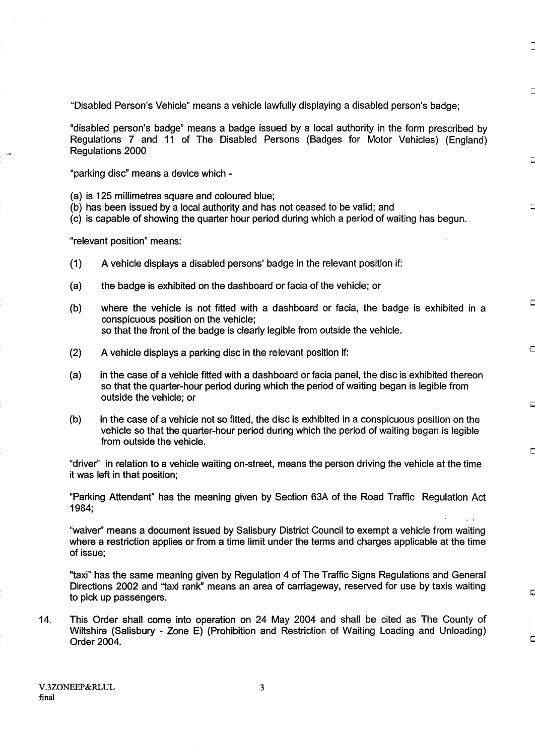"Disabled Person's Vehicle" means a vehicle lawfully displaying a disabled person's badge;

"disabled person's badge" means a badge issued by a local authority in the form prescribed by Regulations 7 and 11 of The Disabled Persons (Badges for Motor Vehicles) (England) Regulations 2000

"parking disc" means a device which -

(a) is 125 millimetres square and coloured blue;
(b) has been issued by a local authority and has not ceased to be valid; and
(c) is capable of showing the quarter hour period during which a period of waiting has begun.

"relevant position" means:

(1) A vehicle displays a disabled persons' badge in the relevant position if:

(a) the badge is exhibited on the dashboard or facia of the vehicle; or

(b) where the vehicle is not fitted with a dashboard or facia, the badge is exhibited in a conspicuous position on the vehicle;
so that the front of the badge is clearly legible from outside the vehicle.

(2) A vehicle displays a parking disc in the relevant position if:

(a) in the case of a vehicle fitted with a dashboard or facia panel, the disc is exhibited thereon so that the quarter-hour period during which the period of waiting began is legible from outside the vehicle; or

(b) in the case of a vehicle not so fitted, the disc is exhibited in a conspicuous position on the vehicle so that the quarter-hour period during which the period of waiting began is legible from outside the vehicle.

"driver" in relation to a vehicle waiting on-street, means the person driving the vehicle at the time it was left in that position;

"Parking Attendant" has the meaning given by Section 63A of the Road Traffic Regulation Act 1984;

"waiver" means a document issued by Salisbury District Council to exempt a vehicle from waiting where a restriction applies or from a time limit under the terms and charges applicable at the time of issue;

"taxi" has the same meaning given by Regulation 4 of The Traffic Signs Regulations and General Directions 2002 and "taxi rank" means an area of carriageway, reserved for use by taxis waiting to pick up passengers.

14. This Order shall come into operation on 24 May 2004 and shall be cited as The County of Wiltshire (Salisbury - Zone E) (Prohibition and Restriction of Waiting Loading and Unloading) Order 2004.

V.3ZONEEP&RLUL
final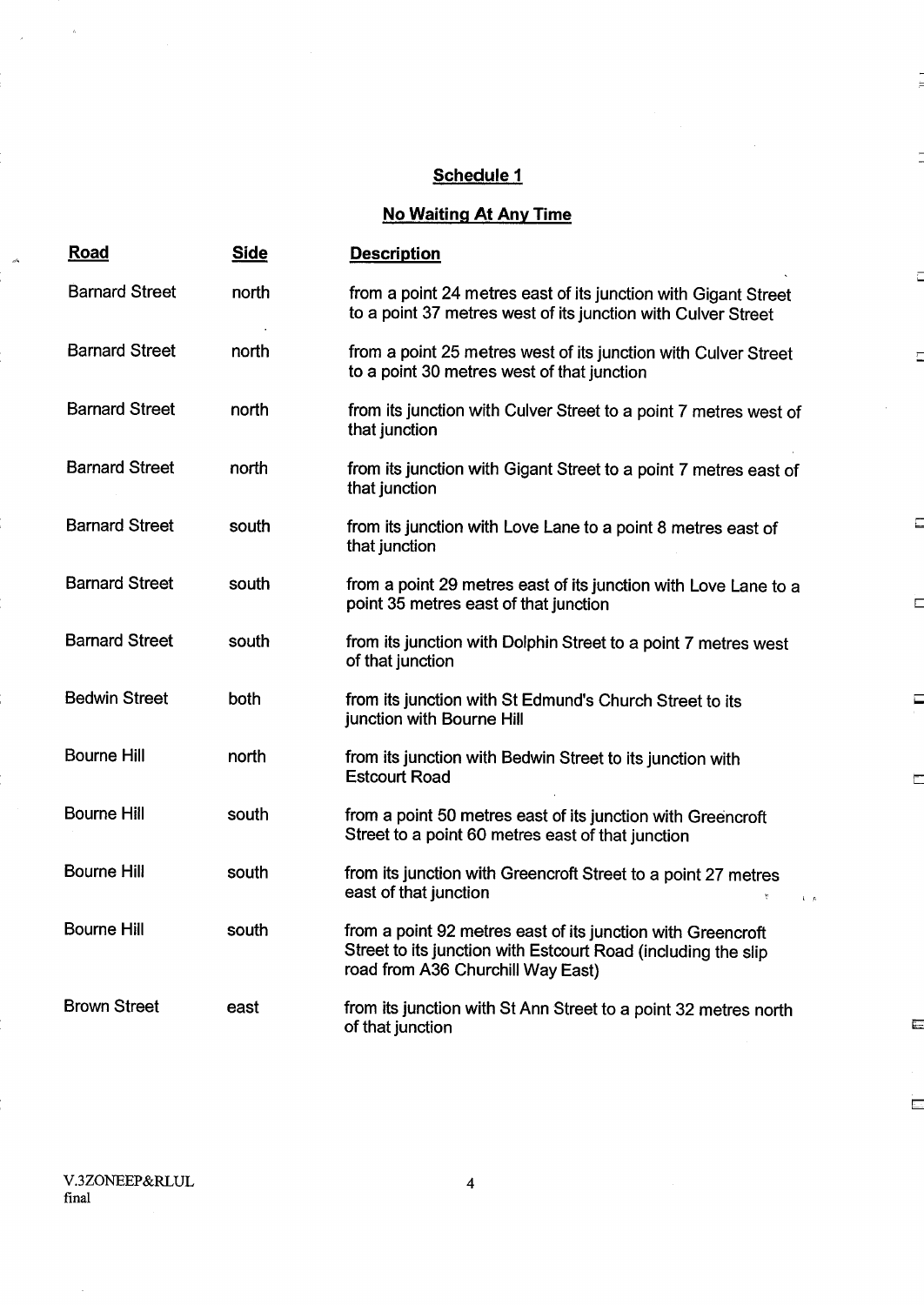## Schedule 1

## No Waiting At Any Time

| Road | Side | Description |
|---|---|---|
| Barnard Street | north | from a point 24 metres east of its junction with Gigant Street to a point 37 metres west of its junction with Culver Street |
| Barnard Street | north | from a point 25 metres west of its junction with Culver Street to a point 30 metres west of that junction |
| Barnard Street | north | from its junction with Culver Street to a point 7 metres west of that junction |
| Barnard Street | north | from its junction with Gigant Street to a point 7 metres east of that junction |
| Barnard Street | south | from its junction with Love Lane to a point 8 metres east of that junction |
| Barnard Street | south | from a point 29 metres east of its junction with Love Lane to a point 35 metres east of that junction |
| Barnard Street | south | from its junction with Dolphin Street to a point 7 metres west of that junction |
| Bedwin Street | both | from its junction with St Edmund's Church Street to its junction with Bourne Hill |
| Bourne Hill | north | from its junction with Bedwin Street to its junction with Estcourt Road |
| Bourne Hill | south | from a point 50 metres east of its junction with Greencroft Street to a point 60 metres east of that junction |
| Bourne Hill | south | from its junction with Greencroft Street to a point 27 metres east of that junction |
| Bourne Hill | south | from a point 92 metres east of its junction with Greencroft Street to its junction with Estcourt Road (including the slip road from A36 Churchill Way East) |
| Brown Street | east | from its junction with St Ann Street to a point 32 metres north of that junction |

V.3ZONEEP&RLUL
final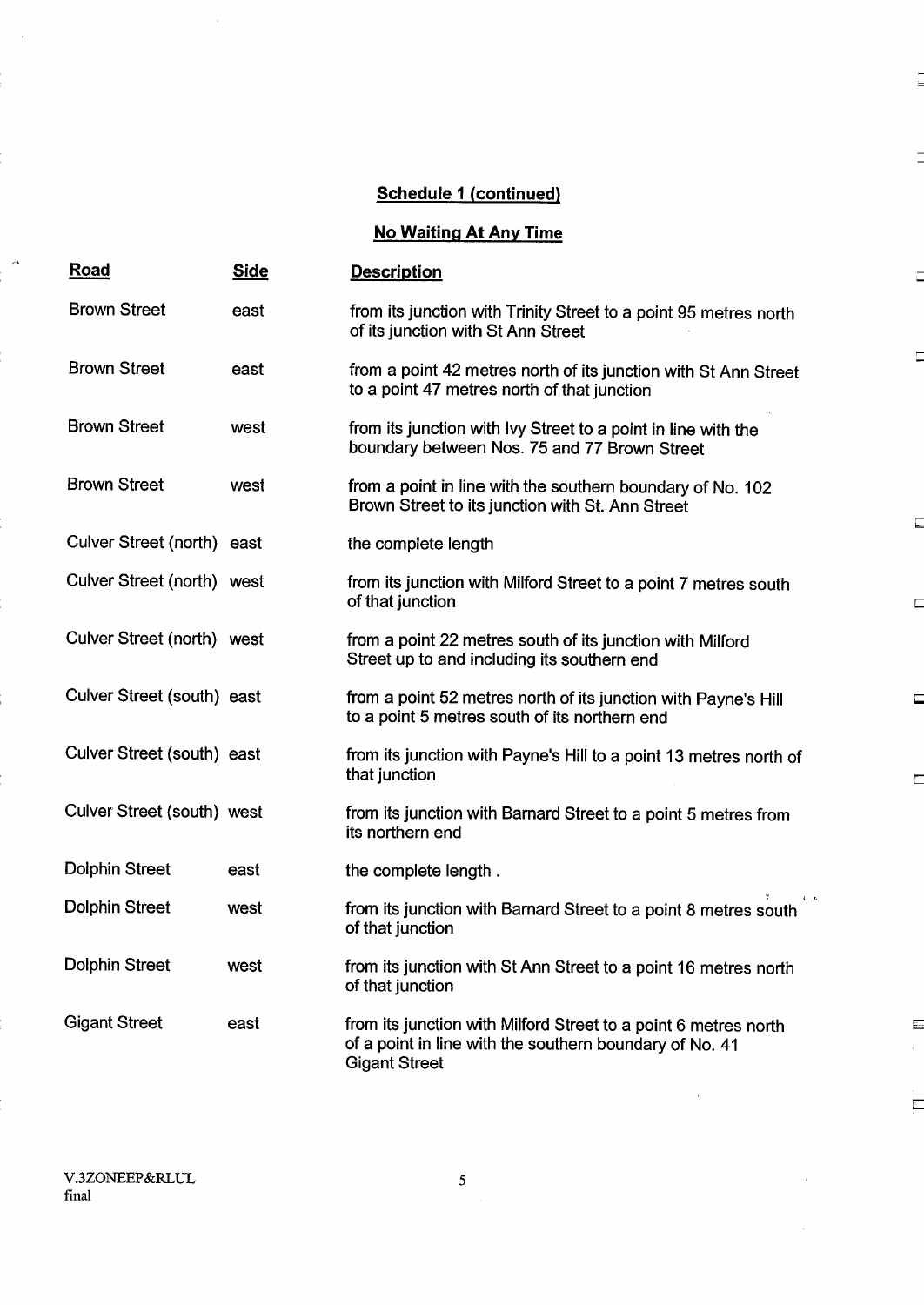## Schedule 1 (continued)

### No Waiting At Any Time

| Road | Side | Description |
|---|---|---|
| Brown Street | east | from its junction with Trinity Street to a point 95 metres north of its junction with St Ann Street |
| Brown Street | east | from a point 42 metres north of its junction with St Ann Street to a point 47 metres north of that junction |
| Brown Street | west | from its junction with Ivy Street to a point in line with the boundary between Nos. 75 and 77 Brown Street |
| Brown Street | west | from a point in line with the southern boundary of No. 102 Brown Street to its junction with St. Ann Street |
| Culver Street (north) | east | the complete length |
| Culver Street (north) | west | from its junction with Milford Street to a point 7 metres south of that junction |
| Culver Street (north) | west | from a point 22 metres south of its junction with Milford Street up to and including its southern end |
| Culver Street (south) | east | from a point 52 metres north of its junction with Payne's Hill to a point 5 metres south of its northern end |
| Culver Street (south) | east | from its junction with Payne's Hill to a point 13 metres north of that junction |
| Culver Street (south) | west | from its junction with Barnard Street to a point 5 metres from its northern end |
| Dolphin Street | east | the complete length . |
| Dolphin Street | west | from its junction with Barnard Street to a point 8 metres south of that junction |
| Dolphin Street | west | from its junction with St Ann Street to a point 16 metres north of that junction |
| Gigant Street | east | from its junction with Milford Street to a point 6 metres north of a point in line with the southern boundary of No. 41 Gigant Street |

V.3ZONEEP&RLUL
final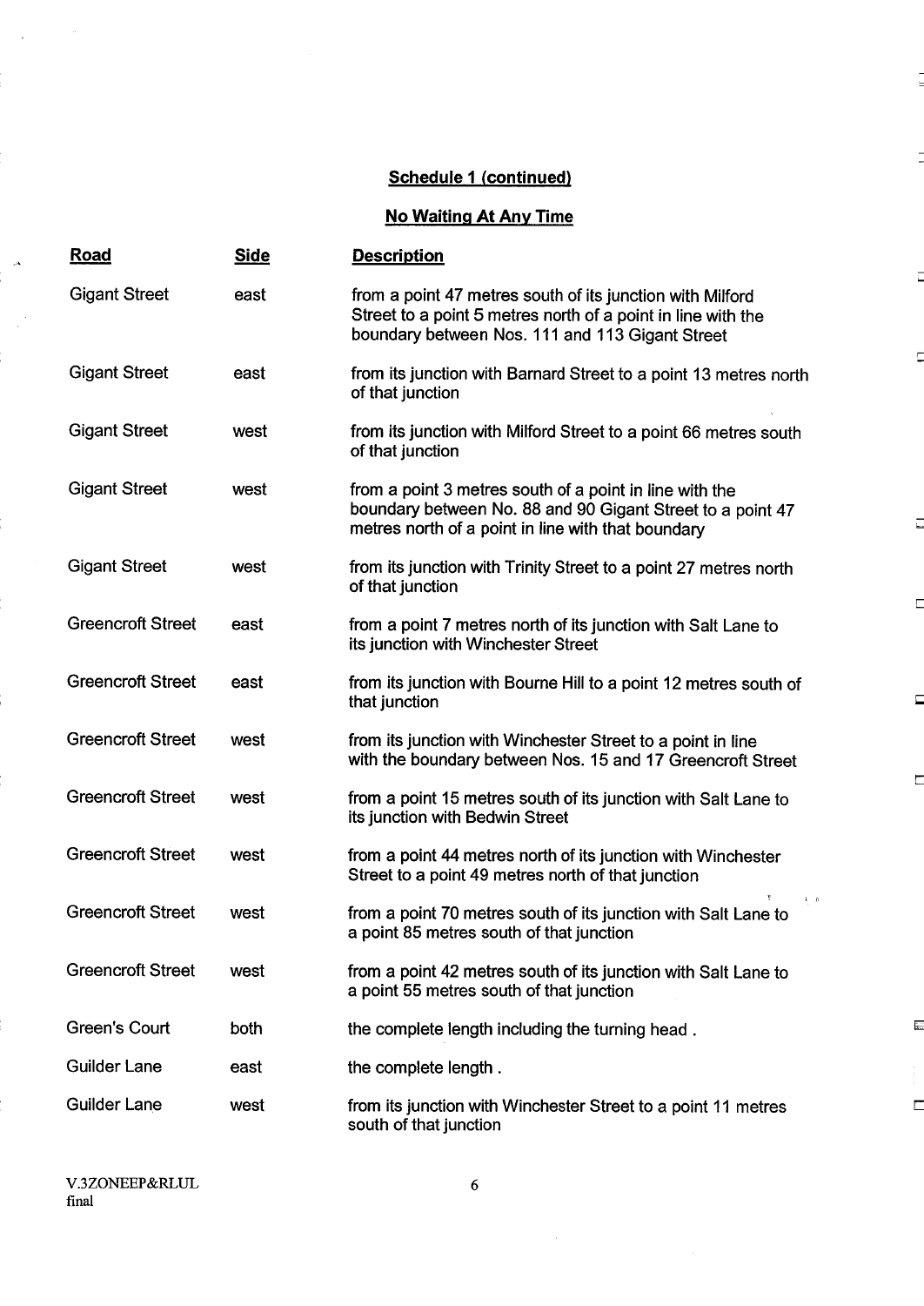**Schedule 1 (continued)**

**No Waiting At Any Time**

| Road | Side | Description |
|---|---|---|
| Gigant Street | east | from a point 47 metres south of its junction with Milford Street to a point 5 metres north of a point in line with the boundary between Nos. 111 and 113 Gigant Street |
| Gigant Street | east | from its junction with Barnard Street to a point 13 metres north of that junction |
| Gigant Street | west | from its junction with Milford Street to a point 66 metres south of that junction |
| Gigant Street | west | from a point 3 metres south of a point in line with the boundary between No. 88 and 90 Gigant Street to a point 47 metres north of a point in line with that boundary |
| Gigant Street | west | from its junction with Trinity Street to a point 27 metres north of that junction |
| Greencroft Street | east | from a point 7 metres north of its junction with Salt Lane to its junction with Winchester Street |
| Greencroft Street | east | from its junction with Bourne Hill to a point 12 metres south of that junction |
| Greencroft Street | west | from its junction with Winchester Street to a point in line with the boundary between Nos. 15 and 17 Greencroft Street |
| Greencroft Street | west | from a point 15 metres south of its junction with Salt Lane to its junction with Bedwin Street |
| Greencroft Street | west | from a point 44 metres north of its junction with Winchester Street to a point 49 metres north of that junction |
| Greencroft Street | west | from a point 70 metres south of its junction with Salt Lane to a point 85 metres south of that junction |
| Greencroft Street | west | from a point 42 metres south of its junction with Salt Lane to a point 55 metres south of that junction |
| Green's Court | both | the complete length including the turning head . |
| Guilder Lane | east | the complete length . |
| Guilder Lane | west | from its junction with Winchester Street to a point 11 metres south of that junction |

V.3ZONEEP&RLUL
final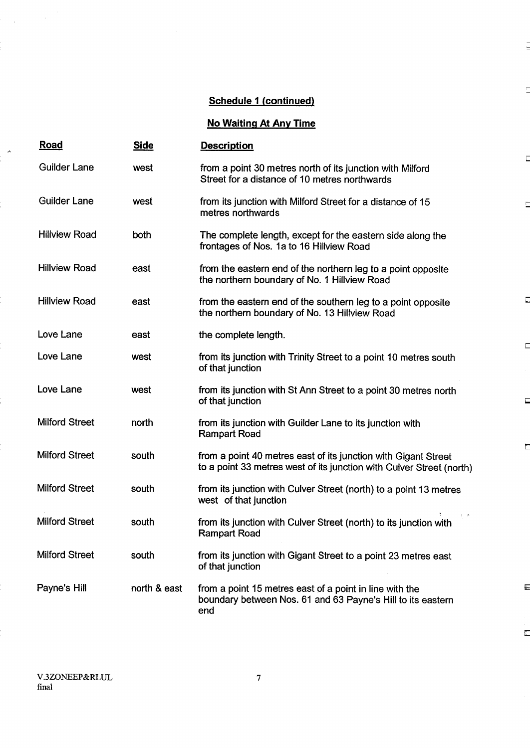## Schedule 1 (continued)

## No Waiting At Any Time

| Road | Side | Description |
|---|---|---|
| Guilder Lane | west | from a point 30 metres north of its junction with Milford Street for a distance of 10 metres northwards |
| Guilder Lane | west | from its junction with Milford Street for a distance of 15 metres northwards |
| Hillview Road | both | The complete length, except for the eastern side along the frontages of Nos. 1a to 16 Hillview Road |
| Hillview Road | east | from the eastern end of the northern leg to a point opposite the northern boundary of No. 1 Hillview Road |
| Hillview Road | east | from the eastern end of the southern leg to a point opposite the northern boundary of No. 13 Hillview Road |
| Love Lane | east | the complete length. |
| Love Lane | west | from its junction with Trinity Street to a point 10 metres south of that junction |
| Love Lane | west | from its junction with St Ann Street to a point 30 metres north of that junction |
| Milford Street | north | from its junction with Guilder Lane to its junction with Rampart Road |
| Milford Street | south | from a point 40 metres east of its junction with Gigant Street to a point 33 metres west of its junction with Culver Street (north) |
| Milford Street | south | from its junction with Culver Street (north) to a point 13 metres west of that junction |
| Milford Street | south | from its junction with Culver Street (north) to its junction with Rampart Road |
| Milford Street | south | from its junction with Gigant Street to a point 23 metres east of that junction |
| Payne's Hill | north & east | from a point 15 metres east of a point in line with the boundary between Nos. 61 and 63 Payne's Hill to its eastern end |

V.3ZONEEP&RLUL
final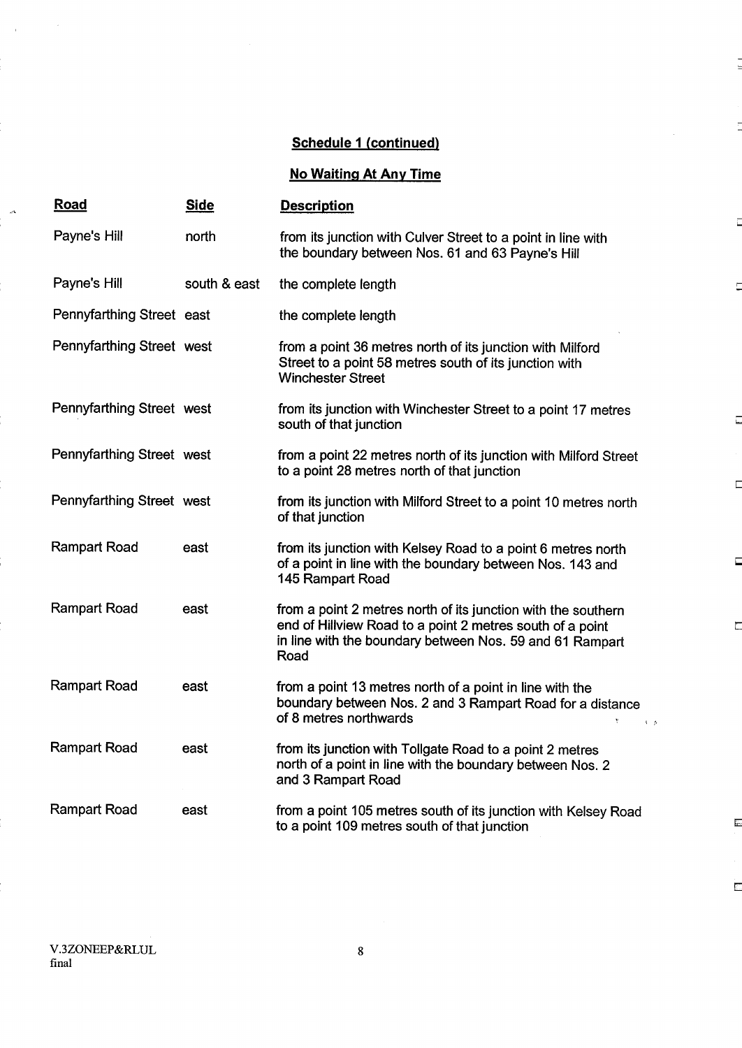## Schedule 1 (continued)

### No Waiting At Any Time

| Road | Side | Description |
|---|---|---|
| Payne's Hill | north | from its junction with Culver Street to a point in line with the boundary between Nos. 61 and 63 Payne's Hill |
| Payne's Hill | south & east | the complete length |
| Pennyfarthing Street | east | the complete length |
| Pennyfarthing Street | west | from a point 36 metres north of its junction with Milford Street to a point 58 metres south of its junction with Winchester Street |
| Pennyfarthing Street | west | from its junction with Winchester Street to a point 17 metres south of that junction |
| Pennyfarthing Street | west | from a point 22 metres north of its junction with Milford Street to a point 28 metres north of that junction |
| Pennyfarthing Street | west | from its junction with Milford Street to a point 10 metres north of that junction |
| Rampart Road | east | from its junction with Kelsey Road to a point 6 metres north of a point in line with the boundary between Nos. 143 and 145 Rampart Road |
| Rampart Road | east | from a point 2 metres north of its junction with the southern end of Hillview Road to a point 2 metres south of a point in line with the boundary between Nos. 59 and 61 Rampart Road |
| Rampart Road | east | from a point 13 metres north of a point in line with the boundary between Nos. 2 and 3 Rampart Road for a distance of 8 metres northwards |
| Rampart Road | east | from its junction with Tollgate Road to a point 2 metres north of a point in line with the boundary between Nos. 2 and 3 Rampart Road |
| Rampart Road | east | from a point 105 metres south of its junction with Kelsey Road to a point 109 metres south of that junction |

V.3ZONEEP&RLUL
final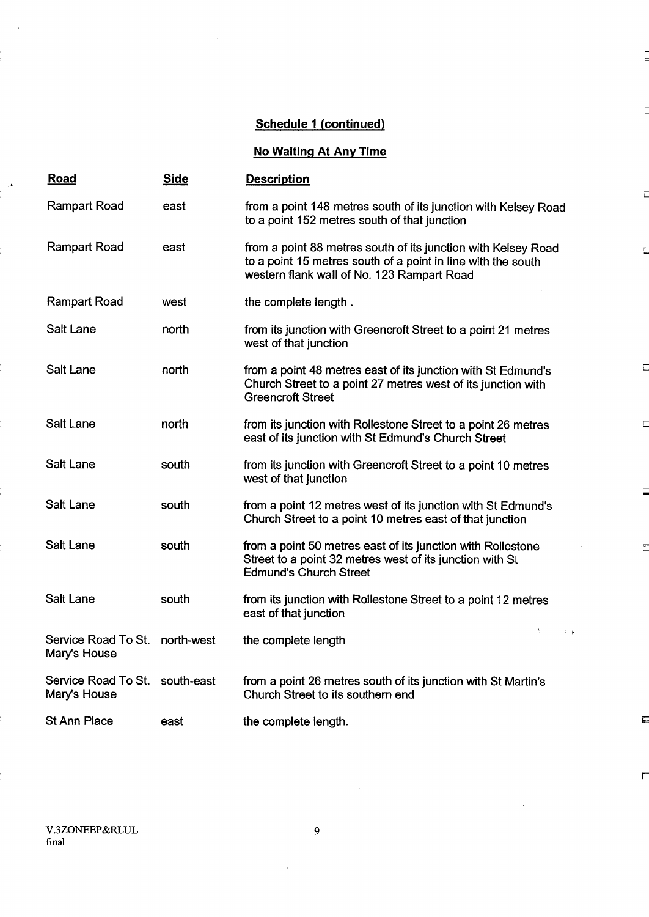**Schedule 1 (continued)**

**No Waiting At Any Time**

| Road | Side | Description |
|---|---|---|
| Rampart Road | east | from a point 148 metres south of its junction with Kelsey Road to a point 152 metres south of that junction |
| Rampart Road | east | from a point 88 metres south of its junction with Kelsey Road to a point 15 metres south of a point in line with the south western flank wall of No. 123 Rampart Road |
| Rampart Road | west | the complete length . |
| Salt Lane | north | from its junction with Greencroft Street to a point 21 metres west of that junction |
| Salt Lane | north | from a point 48 metres east of its junction with St Edmund's Church Street to a point 27 metres west of its junction with Greencroft Street |
| Salt Lane | north | from its junction with Rollestone Street to a point 26 metres east of its junction with St Edmund's Church Street |
| Salt Lane | south | from its junction with Greencroft Street to a point 10 metres west of that junction |
| Salt Lane | south | from a point 12 metres west of its junction with St Edmund's Church Street to a point 10 metres east of that junction |
| Salt Lane | south | from a point 50 metres east of its junction with Rollestone Street to a point 32 metres west of its junction with St Edmund's Church Street |
| Salt Lane | south | from its junction with Rollestone Street to a point 12 metres east of that junction |
| Service Road To St. Mary's House | north-west | the complete length |
| Service Road To St. Mary's House | south-east | from a point 26 metres south of its junction with St Martin's Church Street to its southern end |
| St Ann Place | east | the complete length. |

V.3ZONEEP&RLUL
final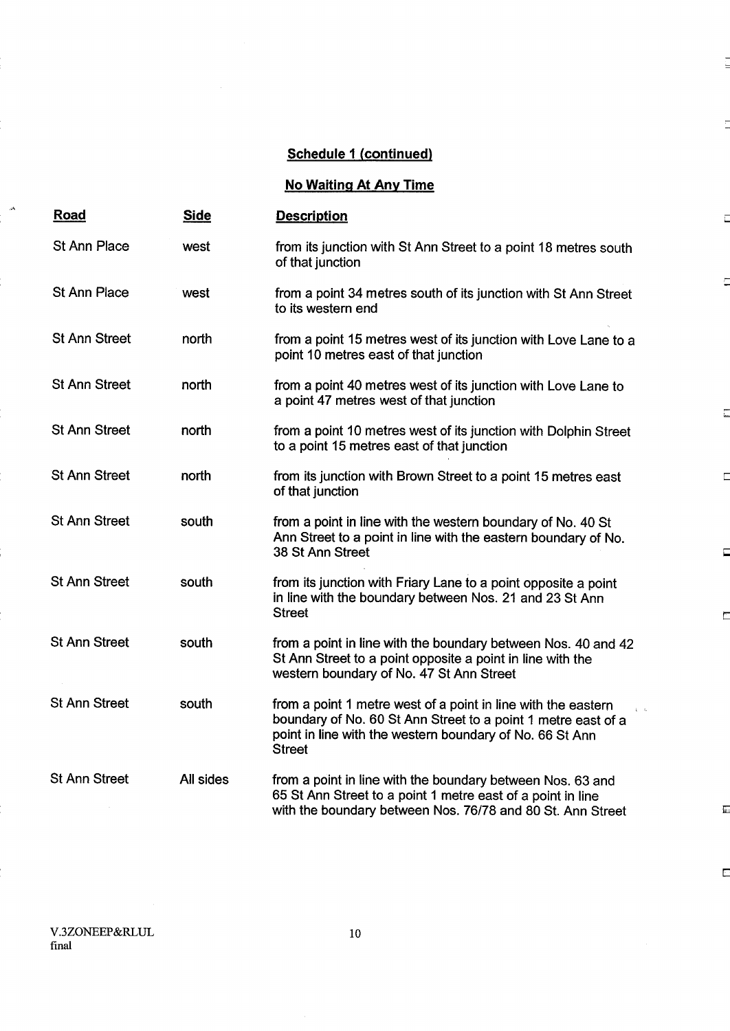**Schedule 1 (continued)**

**No Waiting At Any Time**

| Road | Side | Description |
|---|---|---|
| St Ann Place | west | from its junction with St Ann Street to a point 18 metres south of that junction |
| St Ann Place | west | from a point 34 metres south of its junction with St Ann Street to its western end |
| St Ann Street | north | from a point 15 metres west of its junction with Love Lane to a point 10 metres east of that junction |
| St Ann Street | north | from a point 40 metres west of its junction with Love Lane to a point 47 metres west of that junction |
| St Ann Street | north | from a point 10 metres west of its junction with Dolphin Street to a point 15 metres east of that junction |
| St Ann Street | north | from its junction with Brown Street to a point 15 metres east of that junction |
| St Ann Street | south | from a point in line with the western boundary of No. 40 St Ann Street to a point in line with the eastern boundary of No. 38 St Ann Street |
| St Ann Street | south | from its junction with Friary Lane to a point opposite a point in line with the boundary between Nos. 21 and 23 St Ann Street |
| St Ann Street | south | from a point in line with the boundary between Nos. 40 and 42 St Ann Street to a point opposite a point in line with the western boundary of No. 47 St Ann Street |
| St Ann Street | south | from a point 1 metre west of a point in line with the eastern boundary of No. 60 St Ann Street to a point 1 metre east of a point in line with the western boundary of No. 66 St Ann Street |
| St Ann Street | All sides | from a point in line with the boundary between Nos. 63 and 65 St Ann Street to a point 1 metre east of a point in line with the boundary between Nos. 76/78 and 80 St. Ann Street |

V.3ZONEEP&RLUL
final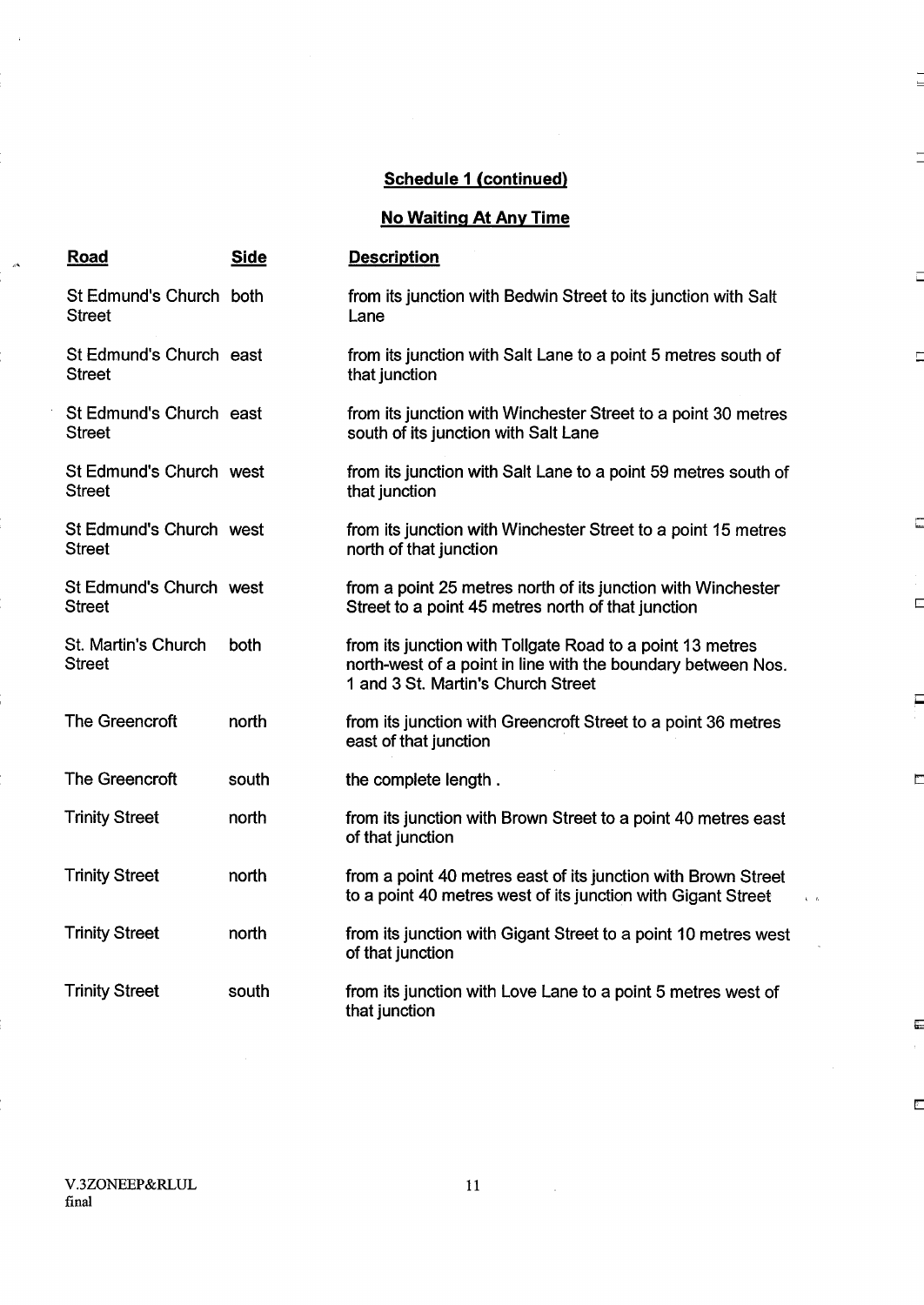## Schedule 1 (continued)

## No Waiting At Any Time

| Road | Side | Description |
|---|---|---|
| St Edmund's Church Street | both | from its junction with Bedwin Street to its junction with Salt Lane |
| St Edmund's Church Street | east | from its junction with Salt Lane to a point 5 metres south of that junction |
| St Edmund's Church Street | east | from its junction with Winchester Street to a point 30 metres south of its junction with Salt Lane |
| St Edmund's Church Street | west | from its junction with Salt Lane to a point 59 metres south of that junction |
| St Edmund's Church Street | west | from its junction with Winchester Street to a point 15 metres north of that junction |
| St Edmund's Church Street | west | from a point 25 metres north of its junction with Winchester Street to a point 45 metres north of that junction |
| St. Martin's Church Street | both | from its junction with Tollgate Road to a point 13 metres north-west of a point in line with the boundary between Nos. 1 and 3 St. Martin's Church Street |
| The Greencroft | north | from its junction with Greencroft Street to a point 36 metres east of that junction |
| The Greencroft | south | the complete length . |
| Trinity Street | north | from its junction with Brown Street to a point 40 metres east of that junction |
| Trinity Street | north | from a point 40 metres east of its junction with Brown Street to a point 40 metres west of its junction with Gigant Street |
| Trinity Street | north | from its junction with Gigant Street to a point 10 metres west of that junction |
| Trinity Street | south | from its junction with Love Lane to a point 5 metres west of that junction |

V.3ZONEEP&RLUL
final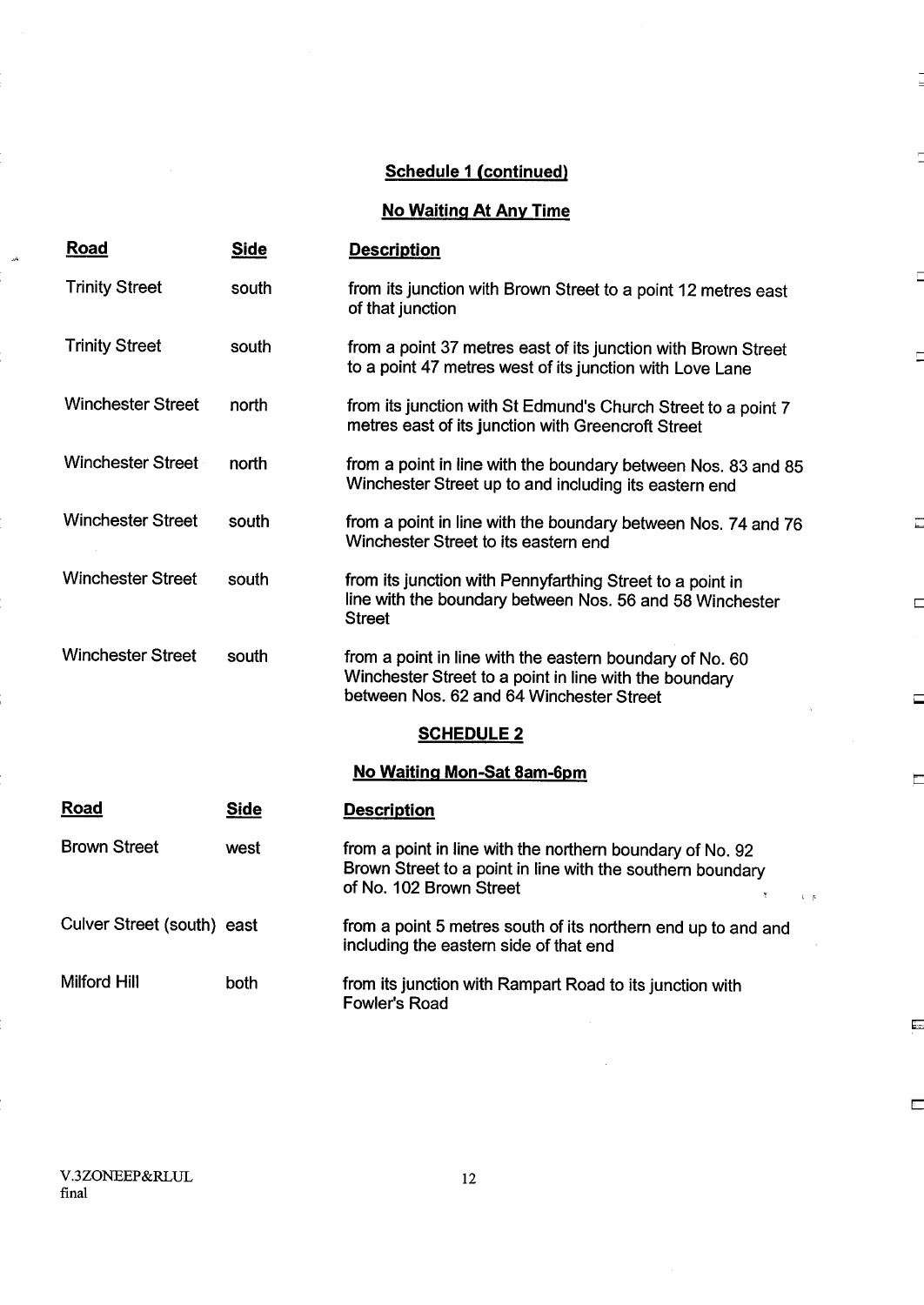## Schedule 1 (continued)

### No Waiting At Any Time

| Road | Side | Description |
|---|---|---|
| Trinity Street | south | from its junction with Brown Street to a point 12 metres east of that junction |
| Trinity Street | south | from a point 37 metres east of its junction with Brown Street to a point 47 metres west of its junction with Love Lane |
| Winchester Street | north | from its junction with St Edmund's Church Street to a point 7 metres east of its junction with Greencroft Street |
| Winchester Street | north | from a point in line with the boundary between Nos. 83 and 85 Winchester Street up to and including its eastern end |
| Winchester Street | south | from a point in line with the boundary between Nos. 74 and 76 Winchester Street to its eastern end |
| Winchester Street | south | from its junction with Pennyfarthing Street to a point in line with the boundary between Nos. 56 and 58 Winchester Street |
| Winchester Street | south | from a point in line with the eastern boundary of No. 60 Winchester Street to a point in line with the boundary between Nos. 62 and 64 Winchester Street |

## SCHEDULE 2

### No Waiting Mon-Sat 8am-6pm

| Road | Side | Description |
|---|---|---|
| Brown Street | west | from a point in line with the northern boundary of No. 92 Brown Street to a point in line with the southern boundary of No. 102 Brown Street |
| Culver Street (south) | east | from a point 5 metres south of its northern end up to and and including the eastern side of that end |
| Milford Hill | both | from its junction with Rampart Road to its junction with Fowler's Road |

V.3ZONEEP&RLUL
final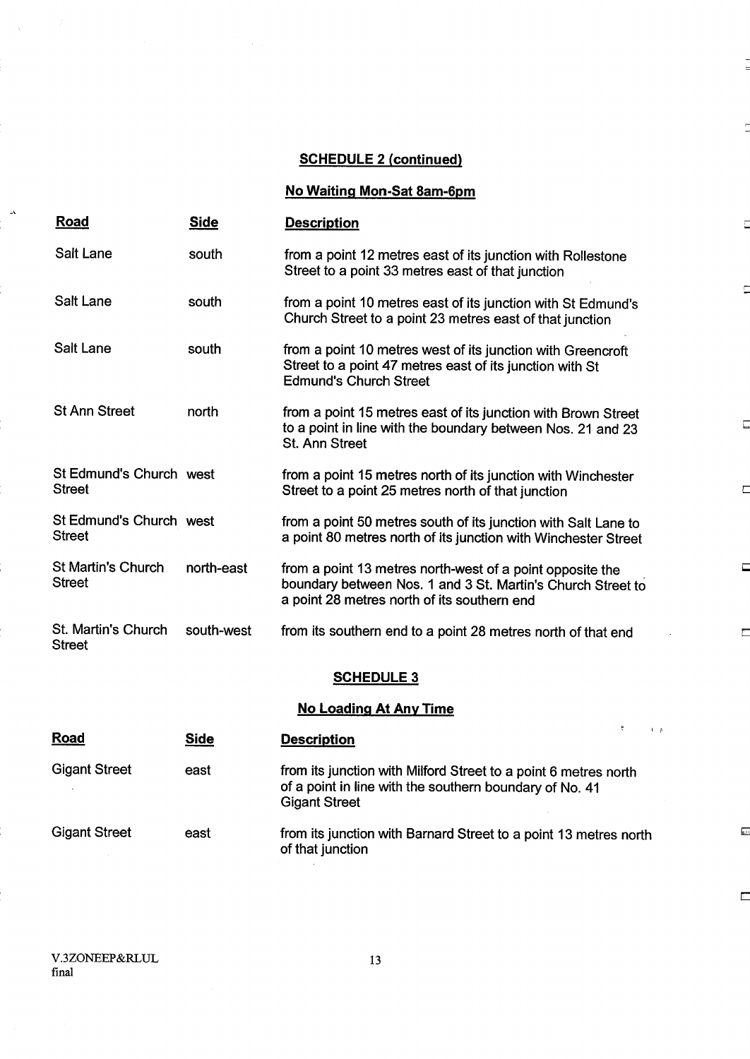## SCHEDULE 2 (continued)

### No Waiting Mon-Sat 8am-6pm

| Road | Side | Description |
|---|---|---|
| Salt Lane | south | from a point 12 metres east of its junction with Rollestone Street to a point 33 metres east of that junction |
| Salt Lane | south | from a point 10 metres east of its junction with St Edmund's Church Street to a point 23 metres east of that junction |
| Salt Lane | south | from a point 10 metres west of its junction with Greencroft Street to a point 47 metres east of its junction with St Edmund's Church Street |
| St Ann Street | north | from a point 15 metres east of its junction with Brown Street to a point in line with the boundary between Nos. 21 and 23 St. Ann Street |
| St Edmund's Church Street | west | from a point 15 metres north of its junction with Winchester Street to a point 25 metres north of that junction |
| St Edmund's Church Street | west | from a point 50 metres south of its junction with Salt Lane to a point 80 metres north of its junction with Winchester Street |
| St Martin's Church Street | north-east | from a point 13 metres north-west of a point opposite the boundary between Nos. 1 and 3 St. Martin's Church Street to a point 28 metres north of its southern end |
| St. Martin's Church Street | south-west | from its southern end to a point 28 metres north of that end |

## SCHEDULE 3

### No Loading At Any Time

| Road | Side | Description |
|---|---|---|
| Gigant Street | east | from its junction with Milford Street to a point 6 metres north of a point in line with the southern boundary of No. 41 Gigant Street |
| Gigant Street | east | from its junction with Barnard Street to a point 13 metres north of that junction |

V.3ZONEEP&RLUL
final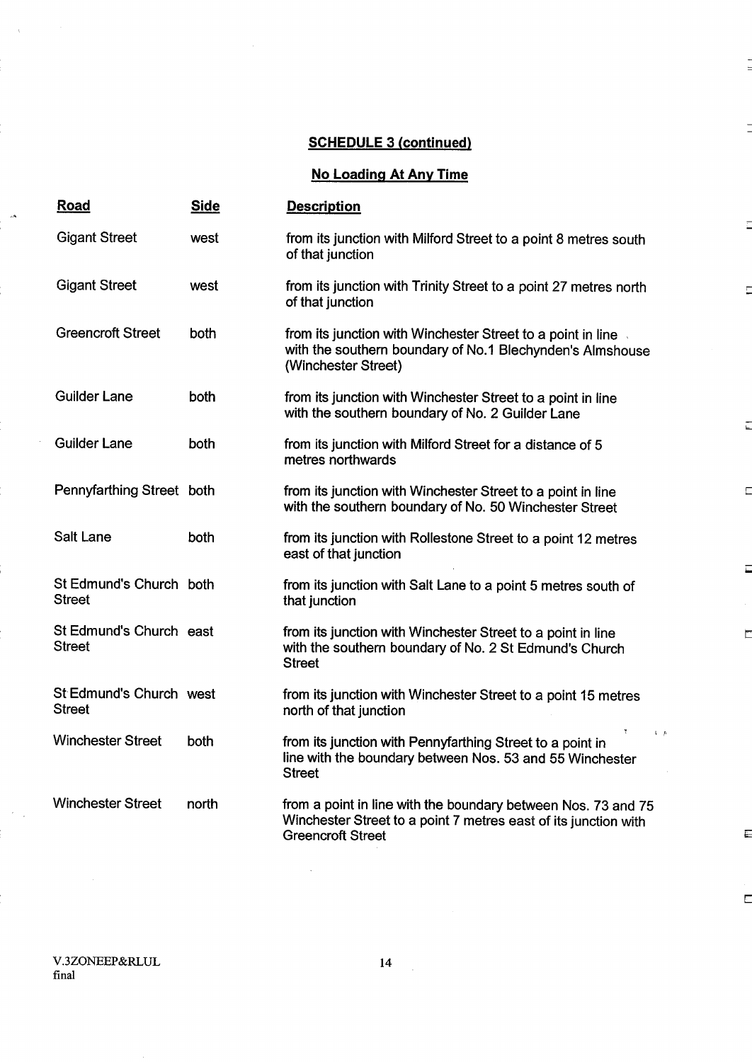**SCHEDULE 3 (continued)**

**No Loading At Any Time**

| Road | Side | Description |
|---|---|---|
| Gigant Street | west | from its junction with Milford Street to a point 8 metres south of that junction |
| Gigant Street | west | from its junction with Trinity Street to a point 27 metres north of that junction |
| Greencroft Street | both | from its junction with Winchester Street to a point in line with the southern boundary of No.1 Blechynden's Almshouse (Winchester Street) |
| Guilder Lane | both | from its junction with Winchester Street to a point in line with the southern boundary of No. 2 Guilder Lane |
| Guilder Lane | both | from its junction with Milford Street for a distance of 5 metres northwards |
| Pennyfarthing Street | both | from its junction with Winchester Street to a point in line with the southern boundary of No. 50 Winchester Street |
| Salt Lane | both | from its junction with Rollestone Street to a point 12 metres east of that junction |
| St Edmund's Church Street | both | from its junction with Salt Lane to a point 5 metres south of that junction |
| St Edmund's Church Street | east | from its junction with Winchester Street to a point in line with the southern boundary of No. 2 St Edmund's Church Street |
| St Edmund's Church Street | west | from its junction with Winchester Street to a point 15 metres north of that junction |
| Winchester Street | both | from its junction with Pennyfarthing Street to a point in line with the boundary between Nos. 53 and 55 Winchester Street |
| Winchester Street | north | from a point in line with the boundary between Nos. 73 and 75 Winchester Street to a point 7 metres east of its junction with Greencroft Street |

V.3ZONEEP&RLUL
final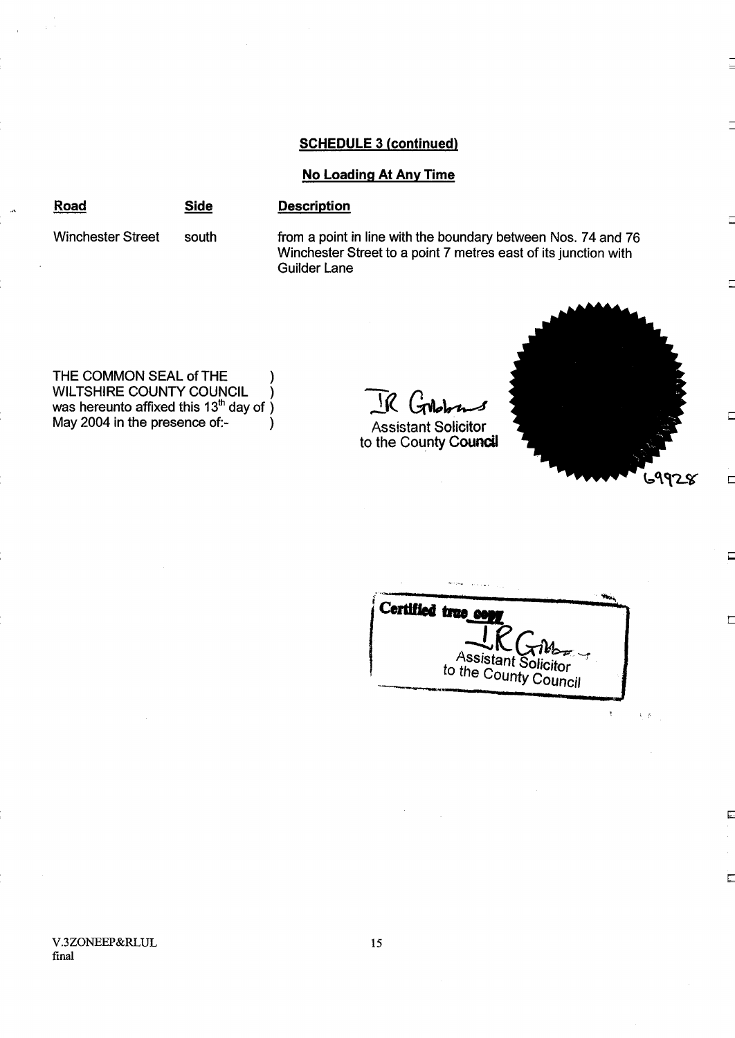**SCHEDULE 3 (continued)**

**No Loading At Any Time**

| Road | Side | Description |
|---|---|---|
| Winchester Street | south | from a point in line with the boundary between Nos. 74 and 76 Winchester Street to a point 7 metres east of its junction with Guilder Lane |

THE COMMON SEAL of THE WILTSHIRE COUNTY COUNCIL was hereunto affixed this 13th day of May 2004 in the presence of:-

JR Gibbons

Assistant Solicitor to the County Council

69928

Certified true copy

JR Gibbons

Assistant Solicitor to the County Council

V.3ZONEEP&RLUL
final